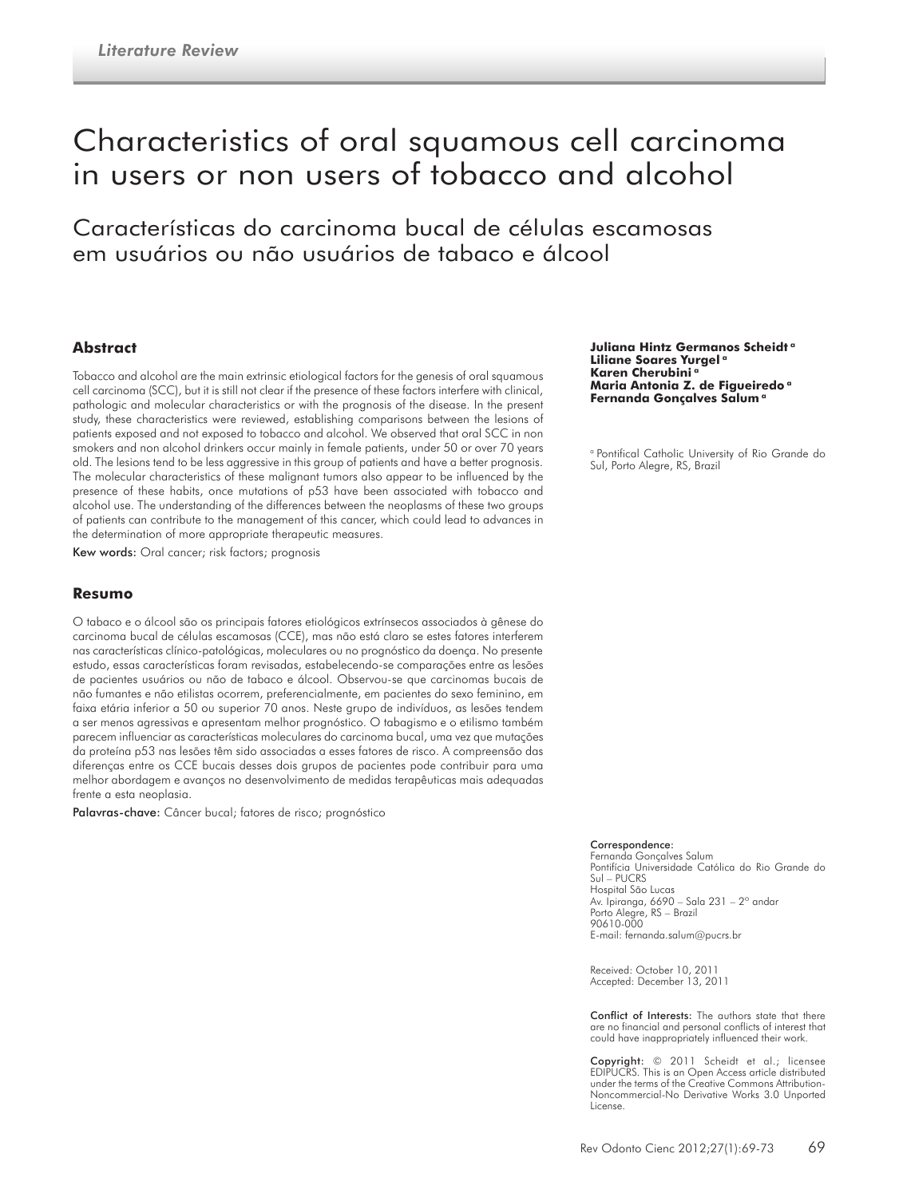*Literature Review*

# Characteristics of oral squamous cell carcinoma in users or non users of tobacco and alcohol

## Características do carcinoma bucal de células escamosas em usuários ou não usuários de tabaco e álcool

**Juliana Hintz Germanos Scheidt** [a]
**Liliane Soares Yurgel** [a]
**Karen Cherubini** [a]
**Maria Antonia Z. de Figueiredo** [a]
**Fernanda Gonçalves Salum** [a]

[a] Pontifical Catholic University of Rio Grande do Sul, Porto Alegre, RS, Brazil

### Abstract

Tobacco and alcohol are the main extrinsic etiological factors for the genesis of oral squamous cell carcinoma (SCC), but it is still not clear if the presence of these factors interfere with clinical, pathologic and molecular characteristics or with the prognosis of the disease. In the present study, these characteristics were reviewed, establishing comparisons between the lesions of patients exposed and not exposed to tobacco and alcohol. We observed that oral SCC in non smokers and non alcohol drinkers occur mainly in female patients, under 50 or over 70 years old. The lesions tend to be less aggressive in this group of patients and have a better prognosis. The molecular characteristics of these malignant tumors also appear to be influenced by the presence of these habits, once mutations of p53 have been associated with tobacco and alcohol use. The understanding of the differences between the neoplasms of these two groups of patients can contribute to the management of this cancer, which could lead to advances in the determination of more appropriate therapeutic measures.

Kew words: Oral cancer; risk factors; prognosis

### Resumo

O tabaco e o álcool são os principais fatores etiológicos extrínsecos associados à gênese do carcinoma bucal de células escamosas (CCE), mas não está claro se estes fatores interferem nas características clínico-patológicas, moleculares ou no prognóstico da doença. No presente estudo, essas características foram revisadas, estabelecendo-se comparações entre as lesões de pacientes usuários ou não de tabaco e álcool. Observou-se que carcinomas bucais de não fumantes e não etilistas ocorrem, preferencialmente, em pacientes do sexo feminino, em faixa etária inferior a 50 ou superior 70 anos. Neste grupo de indivíduos, as lesões tendem a ser menos agressivas e apresentam melhor prognóstico. O tabagismo e o etilismo também parecem influenciar as características moleculares do carcinoma bucal, uma vez que mutações da proteína p53 nas lesões têm sido associadas a esses fatores de risco. A compreensão das diferenças entre os CCE bucais desses dois grupos de pacientes pode contribuir para uma melhor abordagem e avanços no desenvolvimento de medidas terapêuticas mais adequadas frente a esta neoplasia.

Palavras-chave: Câncer bucal; fatores de risco; prognóstico

Correspondence:
Fernanda Gonçalves Salum
Pontifícia Universidade Católica do Rio Grande do Sul – PUCRS
Hospital São Lucas
Av. Ipiranga, 6690 – Sala 231 – 2º andar
Porto Alegre, RS – Brazil
90610-000
E-mail: fernanda.salum@pucrs.br

Received: October 10, 2011
Accepted: December 13, 2011

Conflict of Interests: The authors state that there are no financial and personal conflicts of interest that could have inappropriately influenced their work.

Copyright: © 2011 Scheidt et al.; licensee EDIPUCRS. This is an Open Access article distributed under the terms of the Creative Commons Attribution-Noncommercial-No Derivative Works 3.0 Unported License.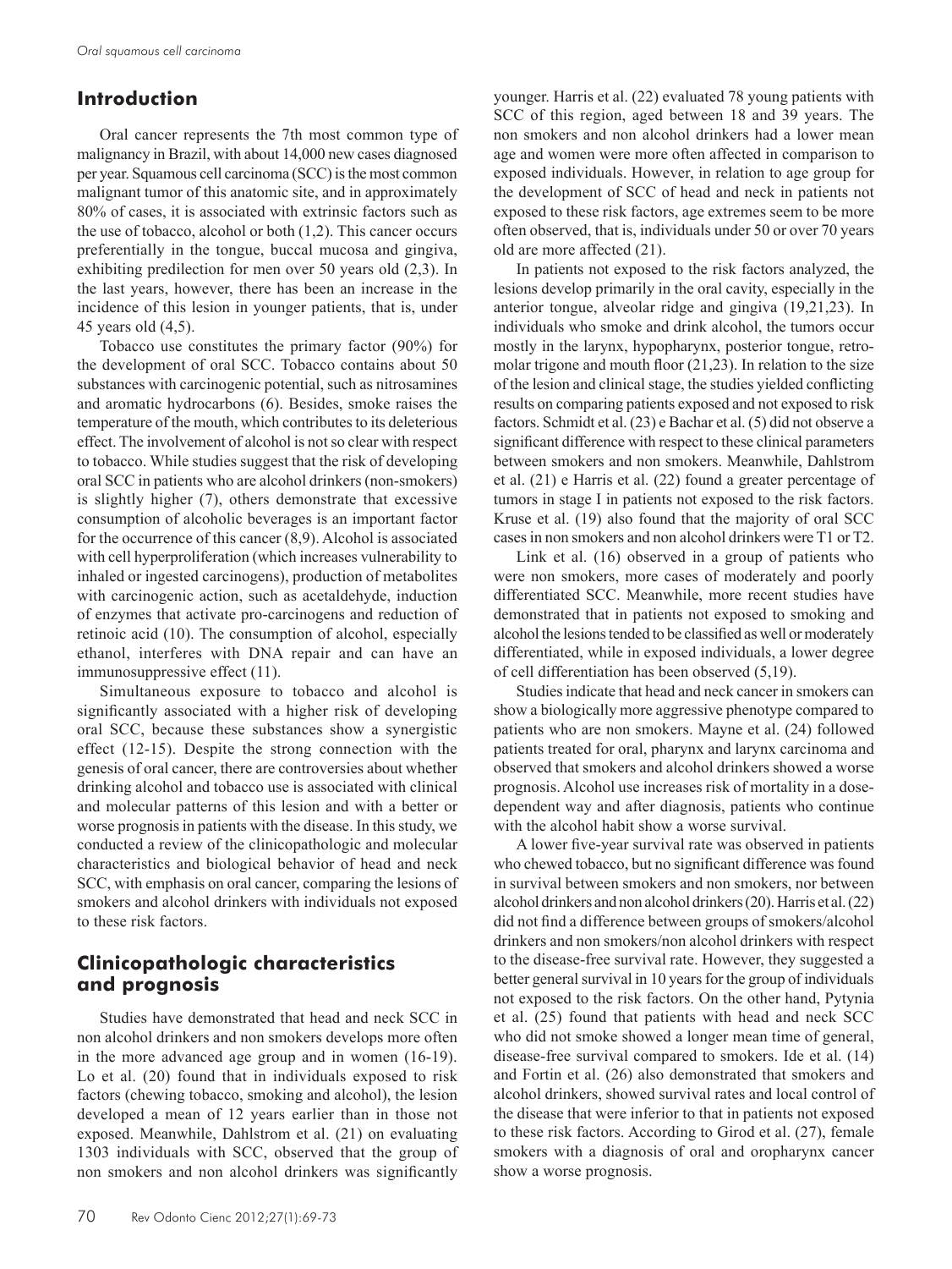## Introduction

Oral cancer represents the 7th most common type of malignancy in Brazil, with about 14,000 new cases diagnosed per year. Squamous cell carcinoma (SCC) is the most common malignant tumor of this anatomic site, and in approximately 80% of cases, it is associated with extrinsic factors such as the use of tobacco, alcohol or both (1,2). This cancer occurs preferentially in the tongue, buccal mucosa and gingiva, exhibiting predilection for men over 50 years old (2,3). In the last years, however, there has been an increase in the incidence of this lesion in younger patients, that is, under 45 years old (4,5).

Tobacco use constitutes the primary factor (90%) for the development of oral SCC. Tobacco contains about 50 substances with carcinogenic potential, such as nitrosamines and aromatic hydrocarbons (6). Besides, smoke raises the temperature of the mouth, which contributes to its deleterious effect. The involvement of alcohol is not so clear with respect to tobacco. While studies suggest that the risk of developing oral SCC in patients who are alcohol drinkers (non-smokers) is slightly higher (7), others demonstrate that excessive consumption of alcoholic beverages is an important factor for the occurrence of this cancer (8,9). Alcohol is associated with cell hyperproliferation (which increases vulnerability to inhaled or ingested carcinogens), production of metabolites with carcinogenic action, such as acetaldehyde, induction of enzymes that activate pro-carcinogens and reduction of retinoic acid (10). The consumption of alcohol, especially ethanol, interferes with DNA repair and can have an immunosuppressive effect (11).

Simultaneous exposure to tobacco and alcohol is significantly associated with a higher risk of developing oral SCC, because these substances show a synergistic effect (12-15). Despite the strong connection with the genesis of oral cancer, there are controversies about whether drinking alcohol and tobacco use is associated with clinical and molecular patterns of this lesion and with a better or worse prognosis in patients with the disease. In this study, we conducted a review of the clinicopathologic and molecular characteristics and biological behavior of head and neck SCC, with emphasis on oral cancer, comparing the lesions of smokers and alcohol drinkers with individuals not exposed to these risk factors.

## Clinicopathologic characteristics and prognosis

Studies have demonstrated that head and neck SCC in non alcohol drinkers and non smokers develops more often in the more advanced age group and in women (16-19). Lo et al. (20) found that in individuals exposed to risk factors (chewing tobacco, smoking and alcohol), the lesion developed a mean of 12 years earlier than in those not exposed. Meanwhile, Dahlstrom et al. (21) on evaluating 1303 individuals with SCC, observed that the group of non smokers and non alcohol drinkers was significantly younger. Harris et al. (22) evaluated 78 young patients with SCC of this region, aged between 18 and 39 years. The non smokers and non alcohol drinkers had a lower mean age and women were more often affected in comparison to exposed individuals. However, in relation to age group for the development of SCC of head and neck in patients not exposed to these risk factors, age extremes seem to be more often observed, that is, individuals under 50 or over 70 years old are more affected (21).

In patients not exposed to the risk factors analyzed, the lesions develop primarily in the oral cavity, especially in the anterior tongue, alveolar ridge and gingiva (19,21,23). In individuals who smoke and drink alcohol, the tumors occur mostly in the larynx, hypopharynx, posterior tongue, retromolar trigone and mouth floor (21,23). In relation to the size of the lesion and clinical stage, the studies yielded conflicting results on comparing patients exposed and not exposed to risk factors. Schmidt et al. (23) e Bachar et al. (5) did not observe a significant difference with respect to these clinical parameters between smokers and non smokers. Meanwhile, Dahlstrom et al. (21) e Harris et al. (22) found a greater percentage of tumors in stage I in patients not exposed to the risk factors. Kruse et al. (19) also found that the majority of oral SCC cases in non smokers and non alcohol drinkers were T1 or T2.

Link et al. (16) observed in a group of patients who were non smokers, more cases of moderately and poorly differentiated SCC. Meanwhile, more recent studies have demonstrated that in patients not exposed to smoking and alcohol the lesions tended to be classified as well or moderately differentiated, while in exposed individuals, a lower degree of cell differentiation has been observed (5,19).

Studies indicate that head and neck cancer in smokers can show a biologically more aggressive phenotype compared to patients who are non smokers. Mayne et al. (24) followed patients treated for oral, pharynx and larynx carcinoma and observed that smokers and alcohol drinkers showed a worse prognosis. Alcohol use increases risk of mortality in a dose-dependent way and after diagnosis, patients who continue with the alcohol habit show a worse survival.

A lower five-year survival rate was observed in patients who chewed tobacco, but no significant difference was found in survival between smokers and non smokers, nor between alcohol drinkers and non alcohol drinkers (20). Harris et al. (22) did not find a difference between groups of smokers/alcohol drinkers and non smokers/non alcohol drinkers with respect to the disease-free survival rate. However, they suggested a better general survival in 10 years for the group of individuals not exposed to the risk factors. On the other hand, Pytynia et al. (25) found that patients with head and neck SCC who did not smoke showed a longer mean time of general, disease-free survival compared to smokers. Ide et al. (14) and Fortin et al. (26) also demonstrated that smokers and alcohol drinkers, showed survival rates and local control of the disease that were inferior to that in patients not exposed to these risk factors. According to Girod et al. (27), female smokers with a diagnosis of oral and oropharynx cancer show a worse prognosis.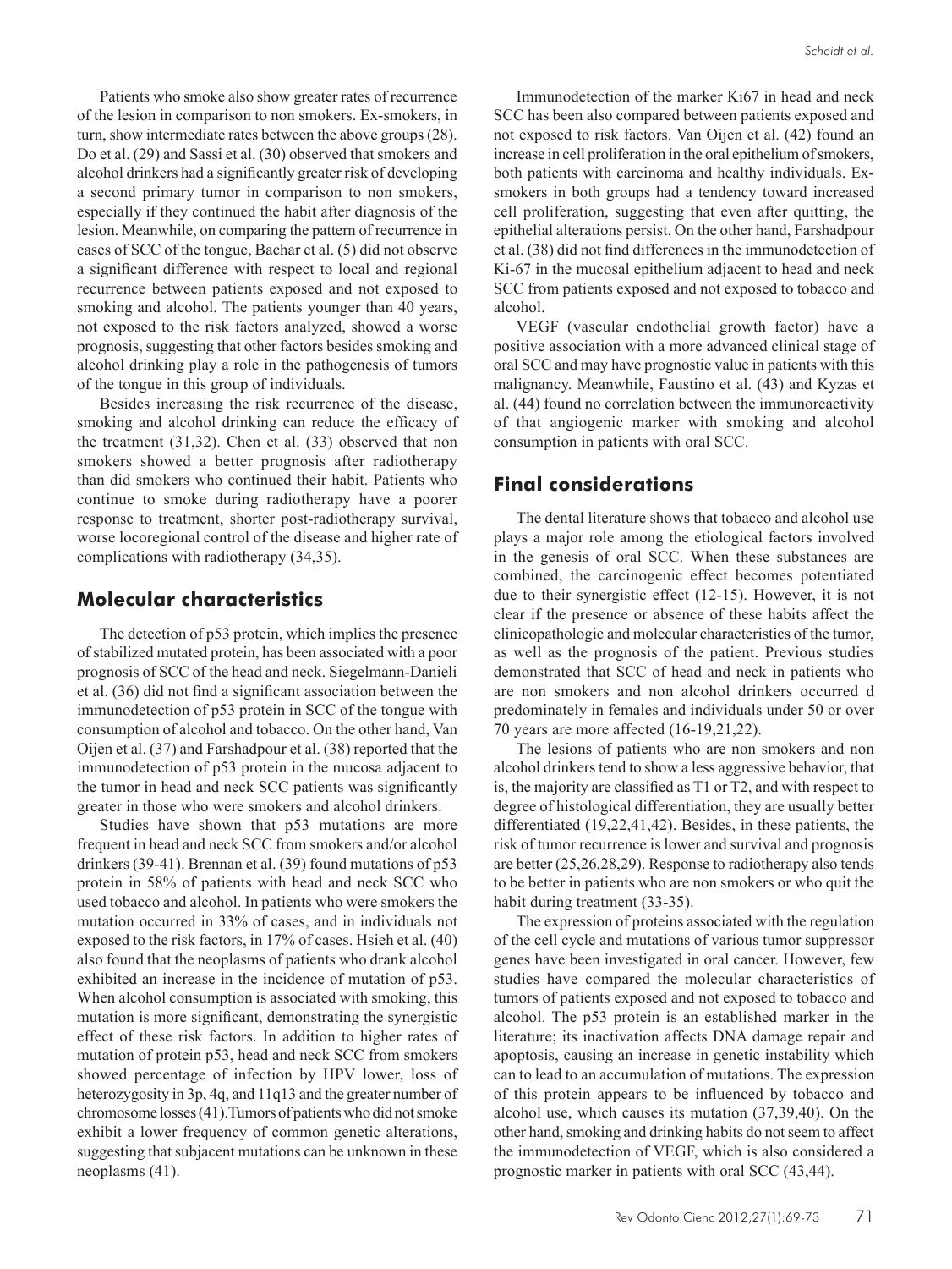Patients who smoke also show greater rates of recurrence of the lesion in comparison to non smokers. Ex-smokers, in turn, show intermediate rates between the above groups (28). Do et al. (29) and Sassi et al. (30) observed that smokers and alcohol drinkers had a significantly greater risk of developing a second primary tumor in comparison to non smokers, especially if they continued the habit after diagnosis of the lesion. Meanwhile, on comparing the pattern of recurrence in cases of SCC of the tongue, Bachar et al. (5) did not observe a significant difference with respect to local and regional recurrence between patients exposed and not exposed to smoking and alcohol. The patients younger than 40 years, not exposed to the risk factors analyzed, showed a worse prognosis, suggesting that other factors besides smoking and alcohol drinking play a role in the pathogenesis of tumors of the tongue in this group of individuals.

Besides increasing the risk recurrence of the disease, smoking and alcohol drinking can reduce the efficacy of the treatment (31,32). Chen et al. (33) observed that non smokers showed a better prognosis after radiotherapy than did smokers who continued their habit. Patients who continue to smoke during radiotherapy have a poorer response to treatment, shorter post-radiotherapy survival, worse locoregional control of the disease and higher rate of complications with radiotherapy (34,35).

## Molecular characteristics

The detection of p53 protein, which implies the presence of stabilized mutated protein, has been associated with a poor prognosis of SCC of the head and neck. Siegelmann-Danieli et al. (36) did not find a significant association between the immunodetection of p53 protein in SCC of the tongue with consumption of alcohol and tobacco. On the other hand, Van Oijen et al. (37) and Farshadpour et al. (38) reported that the immunodetection of p53 protein in the mucosa adjacent to the tumor in head and neck SCC patients was significantly greater in those who were smokers and alcohol drinkers.

Studies have shown that p53 mutations are more frequent in head and neck SCC from smokers and/or alcohol drinkers (39-41). Brennan et al. (39) found mutations of p53 protein in 58% of patients with head and neck SCC who used tobacco and alcohol. In patients who were smokers the mutation occurred in 33% of cases, and in individuals not exposed to the risk factors, in 17% of cases. Hsieh et al. (40) also found that the neoplasms of patients who drank alcohol exhibited an increase in the incidence of mutation of p53. When alcohol consumption is associated with smoking, this mutation is more significant, demonstrating the synergistic effect of these risk factors. In addition to higher rates of mutation of protein p53, head and neck SCC from smokers showed percentage of infection by HPV lower, loss of heterozygosity in 3p, 4q, and 11q13 and the greater number of chromosome losses (41). Tumors of patients who did not smoke exhibit a lower frequency of common genetic alterations, suggesting that subjacent mutations can be unknown in these neoplasms (41).

Immunodetection of the marker Ki67 in head and neck SCC has been also compared between patients exposed and not exposed to risk factors. Van Oijen et al. (42) found an increase in cell proliferation in the oral epithelium of smokers, both patients with carcinoma and healthy individuals. Ex-smokers in both groups had a tendency toward increased cell proliferation, suggesting that even after quitting, the epithelial alterations persist. On the other hand, Farshadpour et al. (38) did not find differences in the immunodetection of Ki-67 in the mucosal epithelium adjacent to head and neck SCC from patients exposed and not exposed to tobacco and alcohol.

VEGF (vascular endothelial growth factor) have a positive association with a more advanced clinical stage of oral SCC and may have prognostic value in patients with this malignancy. Meanwhile, Faustino et al. (43) and Kyzas et al. (44) found no correlation between the immunoreactivity of that angiogenic marker with smoking and alcohol consumption in patients with oral SCC.

## Final considerations

The dental literature shows that tobacco and alcohol use plays a major role among the etiological factors involved in the genesis of oral SCC. When these substances are combined, the carcinogenic effect becomes potentiated due to their synergistic effect (12-15). However, it is not clear if the presence or absence of these habits affect the clinicopathologic and molecular characteristics of the tumor, as well as the prognosis of the patient. Previous studies demonstrated that SCC of head and neck in patients who are non smokers and non alcohol drinkers occurred d predominately in females and individuals under 50 or over 70 years are more affected (16-19,21,22).

The lesions of patients who are non smokers and non alcohol drinkers tend to show a less aggressive behavior, that is, the majority are classified as T1 or T2, and with respect to degree of histological differentiation, they are usually better differentiated (19,22,41,42). Besides, in these patients, the risk of tumor recurrence is lower and survival and prognosis are better (25,26,28,29). Response to radiotherapy also tends to be better in patients who are non smokers or who quit the habit during treatment (33-35).

The expression of proteins associated with the regulation of the cell cycle and mutations of various tumor suppressor genes have been investigated in oral cancer. However, few studies have compared the molecular characteristics of tumors of patients exposed and not exposed to tobacco and alcohol. The p53 protein is an established marker in the literature; its inactivation affects DNA damage repair and apoptosis, causing an increase in genetic instability which can to lead to an accumulation of mutations. The expression of this protein appears to be influenced by tobacco and alcohol use, which causes its mutation (37,39,40). On the other hand, smoking and drinking habits do not seem to affect the immunodetection of VEGF, which is also considered a prognostic marker in patients with oral SCC (43,44).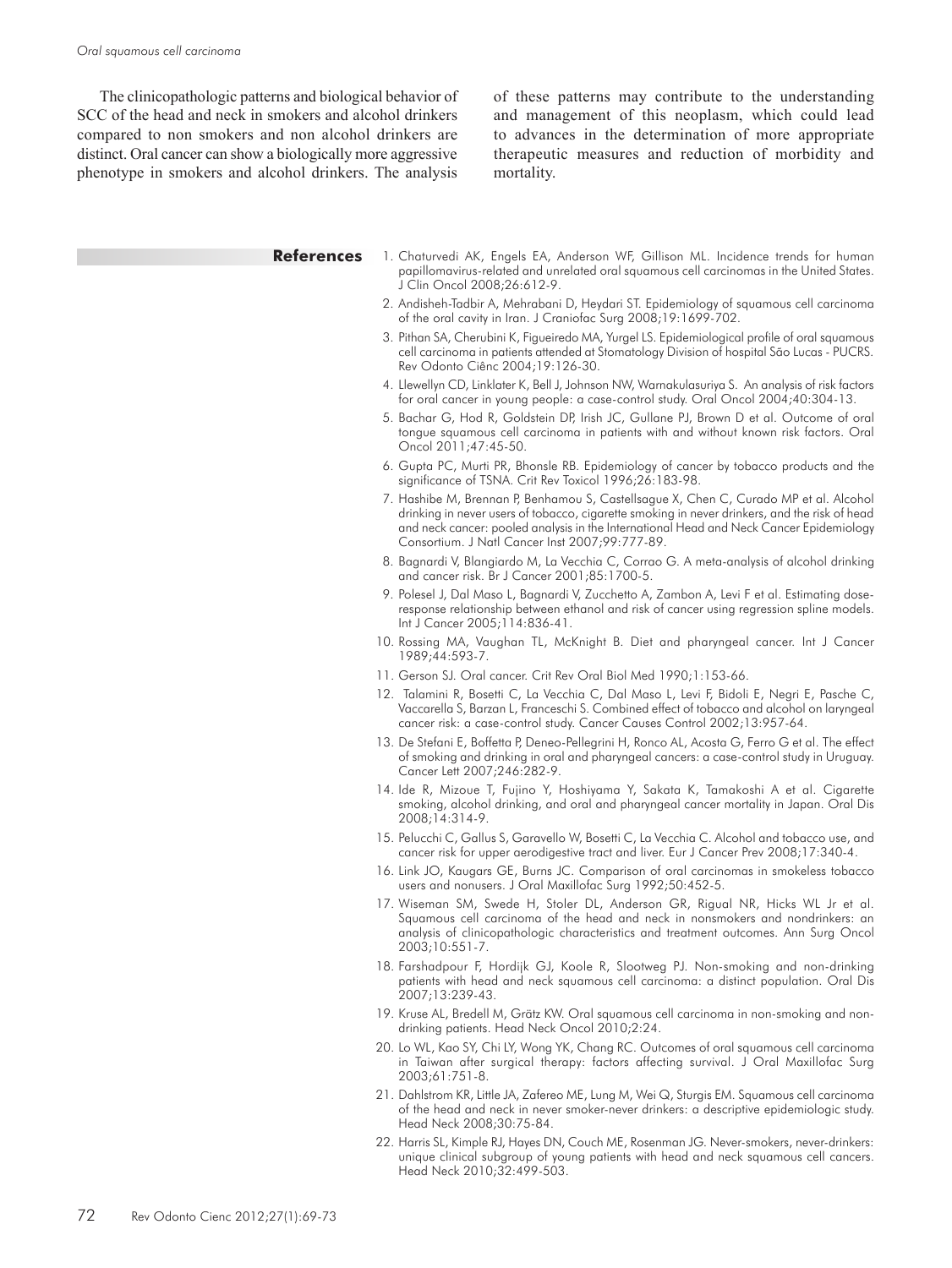The clinicopathologic patterns and biological behavior of SCC of the head and neck in smokers and alcohol drinkers compared to non smokers and non alcohol drinkers are distinct. Oral cancer can show a biologically more aggressive phenotype in smokers and alcohol drinkers. The analysis of these patterns may contribute to the understanding and management of this neoplasm, which could lead to advances in the determination of more appropriate therapeutic measures and reduction of morbidity and mortality.

## References

1. Chaturvedi AK, Engels EA, Anderson WF, Gillison ML. Incidence trends for human papillomavirus-related and unrelated oral squamous cell carcinomas in the United States. J Clin Oncol 2008;26:612-9.
2. Andisheh-Tadbir A, Mehrabani D, Heydari ST. Epidemiology of squamous cell carcinoma of the oral cavity in Iran. J Craniofac Surg 2008;19:1699-702.
3. Pithan SA, Cherubini K, Figueiredo MA, Yurgel LS. Epidemiological profile of oral squamous cell carcinoma in patients attended at Stomatology Division of hospital São Lucas - PUCRS. Rev Odonto Ciênc 2004;19:126-30.
4. Llewellyn CD, Linklater K, Bell J, Johnson NW, Warnakulasuriya S. An analysis of risk factors for oral cancer in young people: a case-control study. Oral Oncol 2004;40:304-13.
5. Bachar G, Hod R, Goldstein DP, Irish JC, Gullane PJ, Brown D et al. Outcome of oral tongue squamous cell carcinoma in patients with and without known risk factors. Oral Oncol 2011;47:45-50.
6. Gupta PC, Murti PR, Bhonsle RB. Epidemiology of cancer by tobacco products and the significance of TSNA. Crit Rev Toxicol 1996;26:183-98.
7. Hashibe M, Brennan P, Benhamou S, Castellsague X, Chen C, Curado MP et al. Alcohol drinking in never users of tobacco, cigarette smoking in never drinkers, and the risk of head and neck cancer: pooled analysis in the International Head and Neck Cancer Epidemiology Consortium. J Natl Cancer Inst 2007;99:777-89.
8. Bagnardi V, Blangiardo M, La Vecchia C, Corrao G. A meta-analysis of alcohol drinking and cancer risk. Br J Cancer 2001;85:1700-5.
9. Polesel J, Dal Maso L, Bagnardi V, Zucchetto A, Zambon A, Levi F et al. Estimating dose-response relationship between ethanol and risk of cancer using regression spline models. Int J Cancer 2005;114:836-41.
10. Rossing MA, Vaughan TL, McKnight B. Diet and pharyngeal cancer. Int J Cancer 1989;44:593-7.
11. Gerson SJ. Oral cancer. Crit Rev Oral Biol Med 1990;1:153-66.
12. Talamini R, Bosetti C, La Vecchia C, Dal Maso L, Levi F, Bidoli E, Negri E, Pasche C, Vaccarella S, Barzan L, Franceschi S. Combined effect of tobacco and alcohol on laryngeal cancer risk: a case-control study. Cancer Causes Control 2002;13:957-64.
13. De Stefani E, Boffetta P, Deneo-Pellegrini H, Ronco AL, Acosta G, Ferro G et al. The effect of smoking and drinking in oral and pharyngeal cancers: a case-control study in Uruguay. Cancer Lett 2007;246:282-9.
14. Ide R, Mizoue T, Fujino Y, Hoshiyama Y, Sakata K, Tamakoshi A et al. Cigarette smoking, alcohol drinking, and oral and pharyngeal cancer mortality in Japan. Oral Dis 2008;14:314-9.
15. Pelucchi C, Gallus S, Garavello W, Bosetti C, La Vecchia C. Alcohol and tobacco use, and cancer risk for upper aerodigestive tract and liver. Eur J Cancer Prev 2008;17:340-4.
16. Link JO, Kaugars GE, Burns JC. Comparison of oral carcinomas in smokeless tobacco users and nonusers. J Oral Maxillofac Surg 1992;50:452-5.
17. Wiseman SM, Swede H, Stoler DL, Anderson GR, Rigual NR, Hicks WL Jr et al. Squamous cell carcinoma of the head and neck in nonsmokers and nondrinkers: an analysis of clinicopathologic characteristics and treatment outcomes. Ann Surg Oncol 2003;10:551-7.
18. Farshadpour F, Hordijk GJ, Koole R, Slootweg PJ. Non-smoking and non-drinking patients with head and neck squamous cell carcinoma: a distinct population. Oral Dis 2007;13:239-43.
19. Kruse AL, Bredell M, Grätz KW. Oral squamous cell carcinoma in non-smoking and non-drinking patients. Head Neck Oncol 2010;2:24.
20. Lo WL, Kao SY, Chi LY, Wong YK, Chang RC. Outcomes of oral squamous cell carcinoma in Taiwan after surgical therapy: factors affecting survival. J Oral Maxillofac Surg 2003;61:751-8.
21. Dahlstrom KR, Little JA, Zafereo ME, Lung M, Wei Q, Sturgis EM. Squamous cell carcinoma of the head and neck in never smoker-never drinkers: a descriptive epidemiologic study. Head Neck 2008;30:75-84.
22. Harris SL, Kimple RJ, Hayes DN, Couch ME, Rosenman JG. Never-smokers, never-drinkers: unique clinical subgroup of young patients with head and neck squamous cell cancers. Head Neck 2010;32:499-503.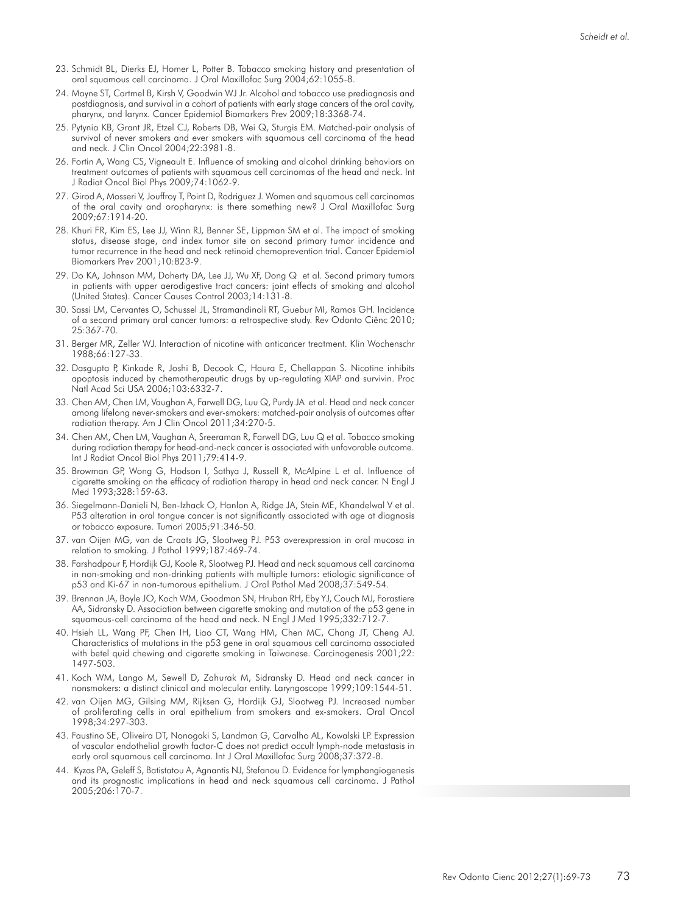23. Schmidt BL, Dierks EJ, Homer L, Potter B. Tobacco smoking history and presentation of oral squamous cell carcinoma. J Oral Maxillofac Surg 2004;62:1055-8.
24. Mayne ST, Cartmel B, Kirsh V, Goodwin WJ Jr. Alcohol and tobacco use prediagnosis and postdiagnosis, and survival in a cohort of patients with early stage cancers of the oral cavity, pharynx, and larynx. Cancer Epidemiol Biomarkers Prev 2009;18:3368-74.
25. Pytynia KB, Grant JR, Etzel CJ, Roberts DB, Wei Q, Sturgis EM. Matched-pair analysis of survival of never smokers and ever smokers with squamous cell carcinoma of the head and neck. J Clin Oncol 2004;22:3981-8.
26. Fortin A, Wang CS, Vigneault E. Influence of smoking and alcohol drinking behaviors on treatment outcomes of patients with squamous cell carcinomas of the head and neck. Int J Radiat Oncol Biol Phys 2009;74:1062-9.
27. Girod A, Mosseri V, Jouffroy T, Point D, Rodriguez J. Women and squamous cell carcinomas of the oral cavity and oropharynx: is there something new? J Oral Maxillofac Surg 2009;67:1914-20.
28. Khuri FR, Kim ES, Lee JJ, Winn RJ, Benner SE, Lippman SM et al. The impact of smoking status, disease stage, and index tumor site on second primary tumor incidence and tumor recurrence in the head and neck retinoid chemoprevention trial. Cancer Epidemiol Biomarkers Prev 2001;10:823-9.
29. Do KA, Johnson MM, Doherty DA, Lee JJ, Wu XF, Dong Q et al. Second primary tumors in patients with upper aerodigestive tract cancers: joint effects of smoking and alcohol (United States). Cancer Causes Control 2003;14:131-8.
30. Sassi LM, Cervantes O, Schussel JL, Stramandinoli RT, Guebur MI, Ramos GH. Incidence of a second primary oral cancer tumors: a retrospective study. Rev Odonto Ciênc 2010; 25:367-70.
31. Berger MR, Zeller WJ. Interaction of nicotine with anticancer treatment. Klin Wochenschr 1988;66:127-33.
32. Dasgupta P, Kinkade R, Joshi B, Decook C, Haura E, Chellappan S. Nicotine inhibits apoptosis induced by chemotherapeutic drugs by up-regulating XIAP and survivin. Proc Natl Acad Sci USA 2006;103:6332-7.
33. Chen AM, Chen LM, Vaughan A, Farwell DG, Luu Q, Purdy JA et al. Head and neck cancer among lifelong never-smokers and ever-smokers: matched-pair analysis of outcomes after radiation therapy. Am J Clin Oncol 2011;34:270-5.
34. Chen AM, Chen LM, Vaughan A, Sreeraman R, Farwell DG, Luu Q et al. Tobacco smoking during radiation therapy for head-and-neck cancer is associated with unfavorable outcome. Int J Radiat Oncol Biol Phys 2011;79:414-9.
35. Browman GP, Wong G, Hodson I, Sathya J, Russell R, McAlpine L et al. Influence of cigarette smoking on the efficacy of radiation therapy in head and neck cancer. N Engl J Med 1993;328:159-63.
36. Siegelmann-Danieli N, Ben-Izhack O, Hanlon A, Ridge JA, Stein ME, Khandelwal V et al. P53 alteration in oral tongue cancer is not significantly associated with age at diagnosis or tobacco exposure. Tumori 2005;91:346-50.
37. van Oijen MG, van de Craats JG, Slootweg PJ. P53 overexpression in oral mucosa in relation to smoking. J Pathol 1999;187:469-74.
38. Farshadpour F, Hordijk GJ, Koole R, Slootweg PJ. Head and neck squamous cell carcinoma in non-smoking and non-drinking patients with multiple tumors: etiologic significance of p53 and Ki-67 in non-tumorous epithelium. J Oral Pathol Med 2008;37:549-54.
39. Brennan JA, Boyle JO, Koch WM, Goodman SN, Hruban RH, Eby YJ, Couch MJ, Forastiere AA, Sidransky D. Association between cigarette smoking and mutation of the p53 gene in squamous-cell carcinoma of the head and neck. N Engl J Med 1995;332:712-7.
40. Hsieh LL, Wang PF, Chen IH, Liao CT, Wang HM, Chen MC, Chang JT, Cheng AJ. Characteristics of mutations in the p53 gene in oral squamous cell carcinoma associated with betel quid chewing and cigarette smoking in Taiwanese. Carcinogenesis 2001;22: 1497-503.
41. Koch WM, Lango M, Sewell D, Zahurak M, Sidransky D. Head and neck cancer in nonsmokers: a distinct clinical and molecular entity. Laryngoscope 1999;109:1544-51.
42. van Oijen MG, Gilsing MM, Rijksen G, Hordijk GJ, Slootweg PJ. Increased number of proliferating cells in oral epithelium from smokers and ex-smokers. Oral Oncol 1998;34:297-303.
43. Faustino SE, Oliveira DT, Nonogaki S, Landman G, Carvalho AL, Kowalski LP. Expression of vascular endothelial growth factor-C does not predict occult lymph-node metastasis in early oral squamous cell carcinoma. Int J Oral Maxillofac Surg 2008;37:372-8.
44. Kyzas PA, Geleff S, Batistatou A, Agnantis NJ, Stefanou D. Evidence for lymphangiogenesis and its prognostic implications in head and neck squamous cell carcinoma. J Pathol 2005;206:170-7.